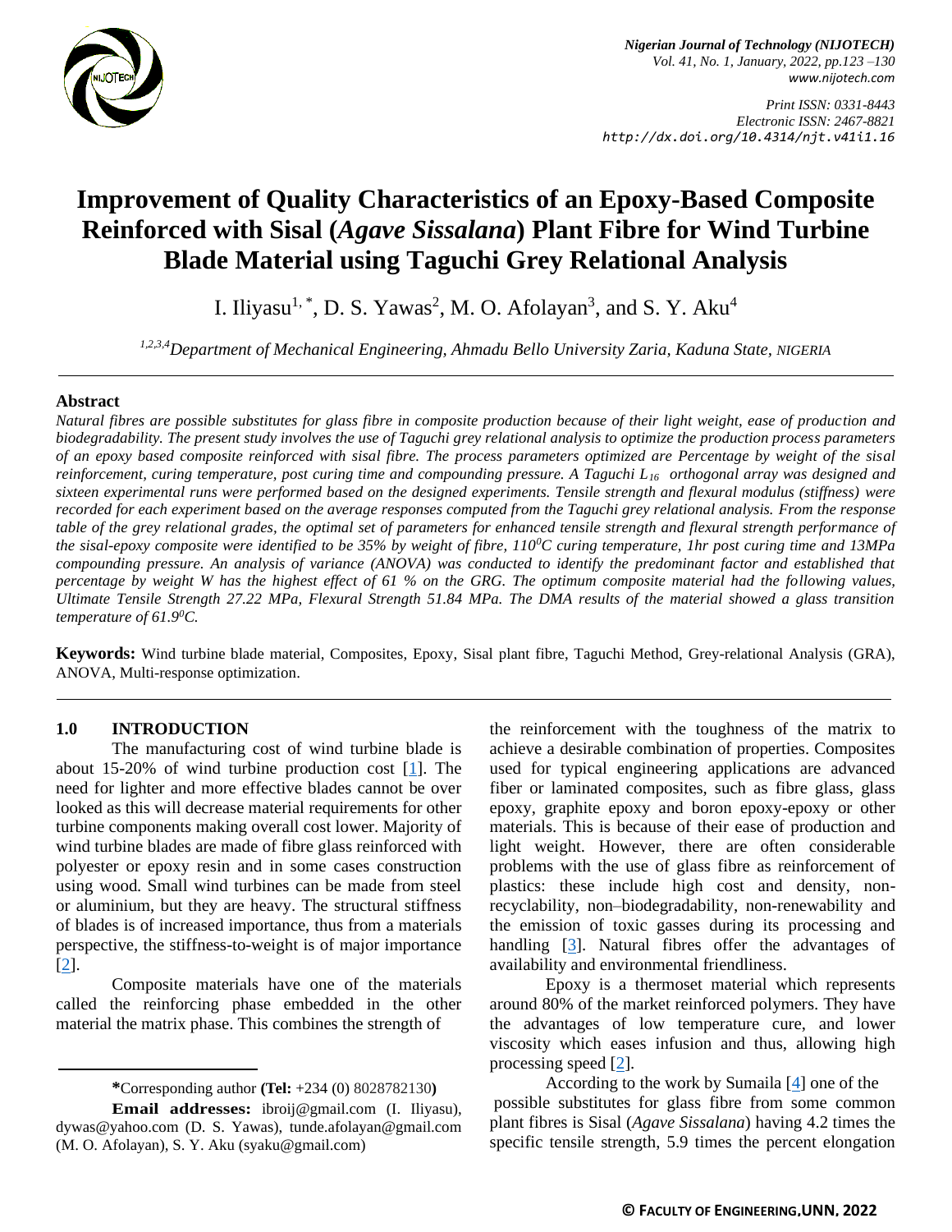# Improvement of Quality Characteristics of an Epoxy-Based Composite Reinforced with Sisal (*Agave Sissalana*) Plant Fibre for Wind Turbine Blade Material using Taguchi Grey Relational Analysis

I. Iliyasu[1, *], D. S. Yawas[2], M. O. Afolayan[3], and S. Y. Aku[4]

[1,2,3,4]*Department of Mechanical Engineering, Ahmadu Bello University Zaria, Kaduna State, NIGERIA*

## Abstract

*Natural fibres are possible substitutes for glass fibre in composite production because of their light weight, ease of production and biodegradability. The present study involves the use of Taguchi grey relational analysis to optimize the production process parameters of an epoxy based composite reinforced with sisal fibre. The process parameters optimized are Percentage by weight of the sisal reinforcement, curing temperature, post curing time and compounding pressure. A Taguchi $L_{16}$ orthogonal array was designed and sixteen experimental runs were performed based on the designed experiments. Tensile strength and flexural modulus (stiffness) were recorded for each experiment based on the average responses computed from the Taguchi grey relational analysis. From the response table of the grey relational grades, the optimal set of parameters for enhanced tensile strength and flexural strength performance of the sisal-epoxy composite were identified to be 35% by weight of fibre, $110^0C$ curing temperature, 1hr post curing time and 13MPa compounding pressure. An analysis of variance (ANOVA) was conducted to identify the predominant factor and established that percentage by weight W has the highest effect of 61 % on the GRG. The optimum composite material had the following values, Ultimate Tensile Strength 27.22 MPa, Flexural Strength 51.84 MPa. The DMA results of the material showed a glass transition temperature of $61.9^0C$.*

**Keywords:** Wind turbine blade material, Composites, Epoxy, Sisal plant fibre, Taguchi Method, Grey-relational Analysis (GRA), ANOVA, Multi-response optimization.

## 1.0 INTRODUCTION

The manufacturing cost of wind turbine blade is about 15-20% of wind turbine production cost [1]. The need for lighter and more effective blades cannot be over looked as this will decrease material requirements for other turbine components making overall cost lower. Majority of wind turbine blades are made of fibre glass reinforced with polyester or epoxy resin and in some cases construction using wood. Small wind turbines can be made from steel or aluminium, but they are heavy. The structural stiffness of blades is of increased importance, thus from a materials perspective, the stiffness-to-weight is of major importance [2].

Composite materials have one of the materials called the reinforcing phase embedded in the other material the matrix phase. This combines the strength of the reinforcement with the toughness of the matrix to achieve a desirable combination of properties. Composites used for typical engineering applications are advanced fiber or laminated composites, such as fibre glass, glass epoxy, graphite epoxy and boron epoxy-epoxy or other materials. This is because of their ease of production and light weight. However, there are often considerable problems with the use of glass fibre as reinforcement of plastics: these include high cost and density, non-recyclability, non–biodegradability, non-renewability and the emission of toxic gasses during its processing and handling [3]. Natural fibres offer the advantages of availability and environmental friendliness.

Epoxy is a thermoset material which represents around 80% of the market reinforced polymers. They have the advantages of low temperature cure, and lower viscosity which eases infusion and thus, allowing high processing speed [2].

According to the work by Sumaila [4] one of the possible substitutes for glass fibre from some common plant fibres is Sisal (*Agave Sissalana*) having 4.2 times the specific tensile strength, 5.9 times the percent elongation

**\***Corresponding author **(Tel:** +234 (0) 8028782130**)**

**Email addresses:** ibroij@gmail.com (I. Iliyasu), dywas@yahoo.com (D. S. Yawas), tunde.afolayan@gmail.com (M. O. Afolayan), S. Y. Aku (syaku@gmail.com)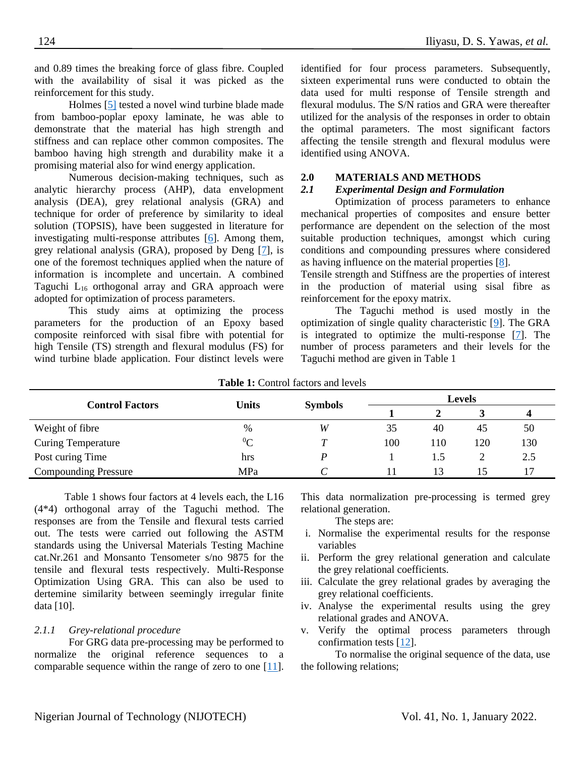and 0.89 times the breaking force of glass fibre. Coupled with the availability of sisal it was picked as the reinforcement for this study.

Holmes [5] tested a novel wind turbine blade made from bamboo-poplar epoxy laminate, he was able to demonstrate that the material has high strength and stiffness and can replace other common composites. The bamboo having high strength and durability make it a promising material also for wind energy application.

Numerous decision-making techniques, such as analytic hierarchy process (AHP), data envelopment analysis (DEA), grey relational analysis (GRA) and technique for order of preference by similarity to ideal solution (TOPSIS), have been suggested in literature for investigating multi-response attributes [6]. Among them, grey relational analysis (GRA), proposed by Deng [7], is one of the foremost techniques applied when the nature of information is incomplete and uncertain. A combined Taguchi $L_{16}$ orthogonal array and GRA approach were adopted for optimization of process parameters.

This study aims at optimizing the process parameters for the production of an Epoxy based composite reinforced with sisal fibre with potential for high Tensile (TS) strength and flexural modulus (FS) for wind turbine blade application. Four distinct levels were identified for four process parameters. Subsequently, sixteen experimental runs were conducted to obtain the data used for multi response of Tensile strength and flexural modulus. The S/N ratios and GRA were thereafter utilized for the analysis of the responses in order to obtain the optimal parameters. The most significant factors affecting the tensile strength and flexural modulus were identified using ANOVA.

## 2.0 MATERIALS AND METHODS

### *2.1 Experimental Design and Formulation*

Optimization of process parameters to enhance mechanical properties of composites and ensure better performance are dependent on the selection of the most suitable production techniques, amongst which curing conditions and compounding pressures where considered as having influence on the material properties [8].
Tensile strength and Stiffness are the properties of interest in the production of material using sisal fibre as reinforcement for the epoxy matrix.

The Taguchi method is used mostly in the optimization of single quality characteristic [9]. The GRA is integrated to optimize the multi-response [7]. The number of process parameters and their levels for the Taguchi method are given in Table 1

**Table 1:** Control factors and levels

| Control Factors | Units | Symbols | Levels | | | |
|---|---|---|---|---|---|---|
| | | | 1 | 2 | 3 | 4 |
| Weight of fibre | % | *W* | 35 | 40 | 45 | 50 |
| Curing Temperature | $^0$C | *T* | 100 | 110 | 120 | 130 |
| Post curing Time | hrs | *P* | 1 | 1.5 | 2 | 2.5 |
| Compounding Pressure | MPa | *C* | 11 | 13 | 15 | 17 |

Table 1 shows four factors at 4 levels each, the L16 (4*4) orthogonal array of the Taguchi method. The responses are from the Tensile and flexural tests carried out. The tests were carried out following the ASTM standards using the Universal Materials Testing Machine cat.Nr.261 and Monsanto Tensometer s/no 9875 for the tensile and flexural tests respectively. Multi-Response Optimization Using GRA. This can also be used to dertemine similarity between seemingly irregular finite data [10].

#### *2.1.1 Grey-relational procedure*

For GRG data pre-processing may be performed to normalize the original reference sequences to a comparable sequence within the range of zero to one [11]. This data normalization pre-processing is termed grey relational generation.

The steps are:

i. Normalise the experimental results for the response variables
ii. Perform the grey relational generation and calculate the grey relational coefficients.
iii. Calculate the grey relational grades by averaging the grey relational coefficients.
iv. Analyse the experimental results using the grey relational grades and ANOVA.
v. Verify the optimal process parameters through confirmation tests [12].

To normalise the original sequence of the data, use the following relations;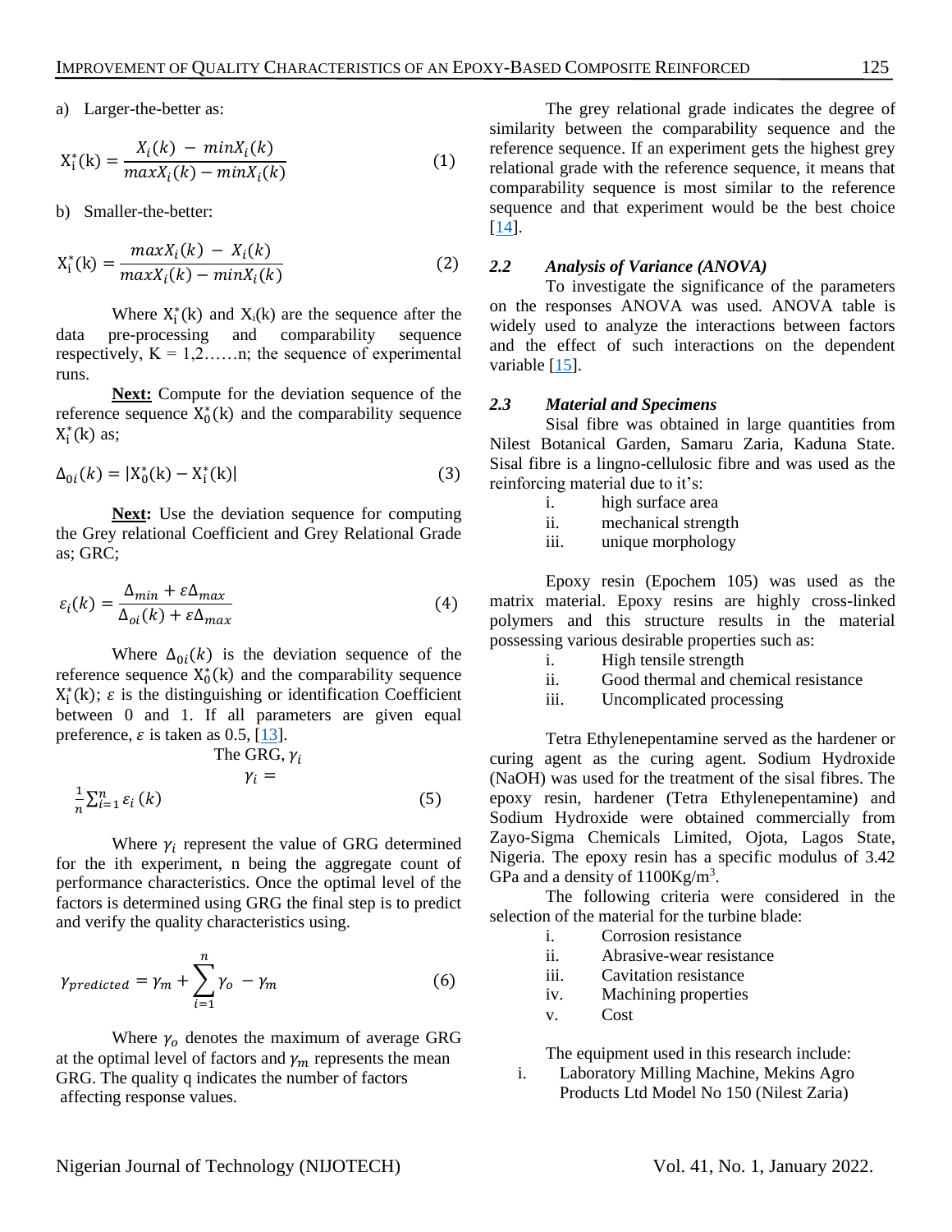a) Larger-the-better as:

$$X_i^*(k) = \frac{X_i(k) - minX_i(k)}{maxX_i(k) - minX_i(k)} \quad (1)$$

b) Smaller-the-better:

$$X_i^*(k) = \frac{maxX_i(k) - X_i(k)}{maxX_i(k) - minX_i(k)} \quad (2)$$

Where $X_i^*(k)$ and $X_i(k)$ are the sequence after the data pre-processing and comparability sequence respectively, K = 1,2……n; the sequence of experimental runs.

**Next:** Compute for the deviation sequence of the reference sequence $X_0^*(k)$ and the comparability sequence $X_i^*(k)$ as;

$$\Delta_{0i}(k) = |X_0^*(k) - X_i^*(k)| \quad (3)$$

**Next:** Use the deviation sequence for computing the Grey relational Coefficient and Grey Relational Grade as; GRC;

$$\varepsilon_i(k) = \frac{\Delta_{min} + \varepsilon\Delta_{max}}{\Delta_{oi}(k) + \varepsilon\Delta_{max}} \quad (4)$$

Where $\Delta_{0i}(k)$ is the deviation sequence of the reference sequence $X_0^*(k)$ and the comparability sequence $X_i^*(k)$; $\varepsilon$ is the distinguishing or identification Coefficient between 0 and 1. If all parameters are given equal preference, $\varepsilon$ is taken as 0.5, [13].

The GRG, $\gamma_i$

$$\gamma_i = \frac{1}{n}\sum_{i=1}^{n} \varepsilon_i(k) \quad (5)$$

Where $\gamma_i$ represent the value of GRG determined for the ith experiment, n being the aggregate count of performance characteristics. Once the optimal level of the factors is determined using GRG the final step is to predict and verify the quality characteristics using.

$$\gamma_{predicted} = \gamma_m + \sum_{i=1}^{n} \gamma_o - \gamma_m \quad (6)$$

Where $\gamma_o$ denotes the maximum of average GRG at the optimal level of factors and $\gamma_m$ represents the mean GRG. The quality q indicates the number of factors affecting response values.

The grey relational grade indicates the degree of similarity between the comparability sequence and the reference sequence. If an experiment gets the highest grey relational grade with the reference sequence, it means that comparability sequence is most similar to the reference sequence and that experiment would be the best choice [14].

### 2.2 *Analysis of Variance (ANOVA)*

To investigate the significance of the parameters on the responses ANOVA was used. ANOVA table is widely used to analyze the interactions between factors and the effect of such interactions on the dependent variable [15].

### 2.3 *Material and Specimens*

Sisal fibre was obtained in large quantities from Nilest Botanical Garden, Samaru Zaria, Kaduna State. Sisal fibre is a lingno-cellulosic fibre and was used as the reinforcing material due to it's:

i. high surface area
ii. mechanical strength
iii. unique morphology

Epoxy resin (Epochem 105) was used as the matrix material. Epoxy resins are highly cross-linked polymers and this structure results in the material possessing various desirable properties such as:

i. High tensile strength
ii. Good thermal and chemical resistance
iii. Uncomplicated processing

Tetra Ethylenepentamine served as the hardener or curing agent as the curing agent. Sodium Hydroxide (NaOH) was used for the treatment of the sisal fibres. The epoxy resin, hardener (Tetra Ethylenepentamine) and Sodium Hydroxide were obtained commercially from Zayo-Sigma Chemicals Limited, Ojota, Lagos State, Nigeria. The epoxy resin has a specific modulus of 3.42 GPa and a density of 1100Kg/m$^3$.

The following criteria were considered in the selection of the material for the turbine blade:

i. Corrosion resistance
ii. Abrasive-wear resistance
iii. Cavitation resistance
iv. Machining properties
v. Cost

The equipment used in this research include:

i. Laboratory Milling Machine, Mekins Agro Products Ltd Model No 150 (Nilest Zaria)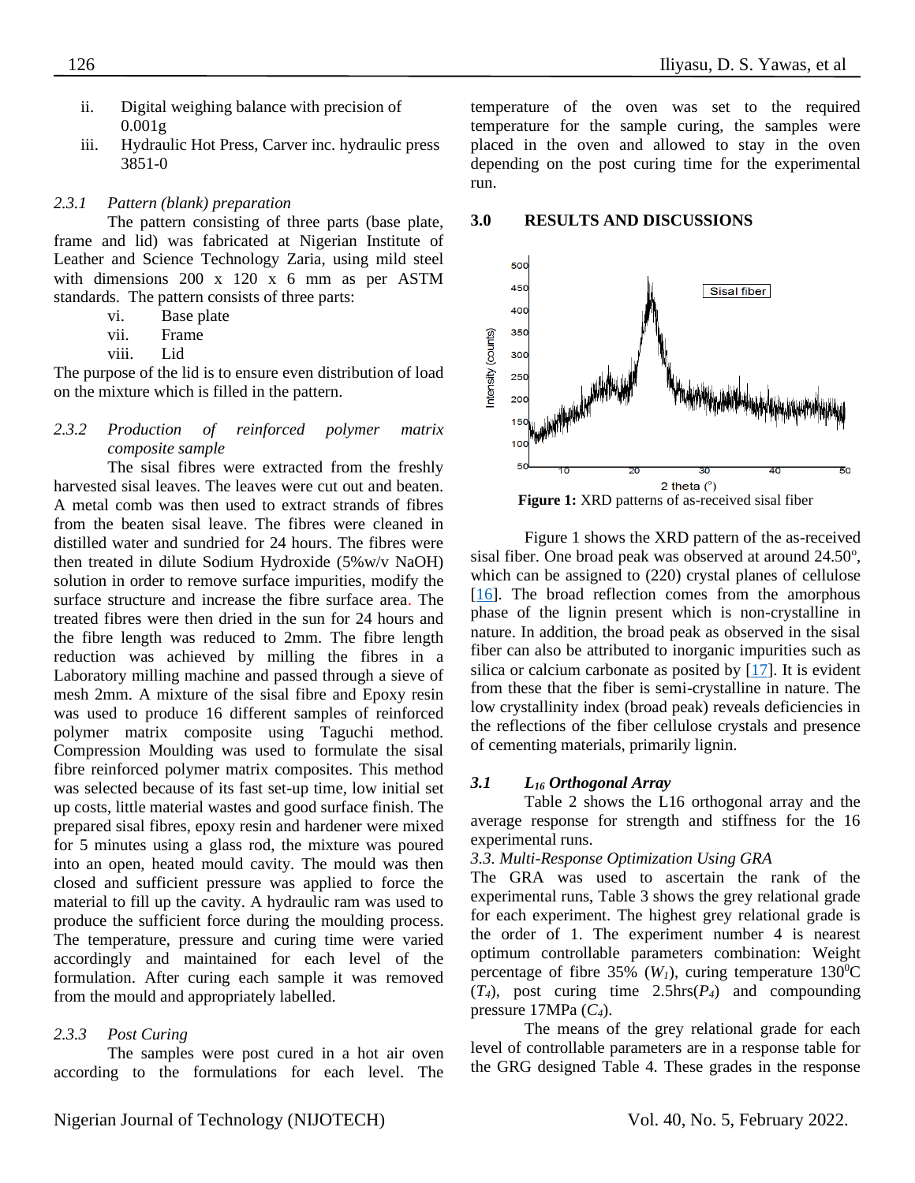ii. Digital weighing balance with precision of 0.001g
iii. Hydraulic Hot Press, Carver inc. hydraulic press 3851-0

### *2.3.1 Pattern (blank) preparation*

The pattern consisting of three parts (base plate, frame and lid) was fabricated at Nigerian Institute of Leather and Science Technology Zaria, using mild steel with dimensions 200 x 120 x 6 mm as per ASTM standards. The pattern consists of three parts:

vi. Base plate
vii. Frame
viii. Lid

The purpose of the lid is to ensure even distribution of load on the mixture which is filled in the pattern.

### *2.3.2 Production of reinforced polymer matrix composite sample*

The sisal fibres were extracted from the freshly harvested sisal leaves. The leaves were cut out and beaten. A metal comb was then used to extract strands of fibres from the beaten sisal leave. The fibres were cleaned in distilled water and sundried for 24 hours. The fibres were then treated in dilute Sodium Hydroxide (5%w/v NaOH) solution in order to remove surface impurities, modify the surface structure and increase the fibre surface area. The treated fibres were then dried in the sun for 24 hours and the fibre length was reduced to 2mm. The fibre length reduction was achieved by milling the fibres in a Laboratory milling machine and passed through a sieve of mesh 2mm. A mixture of the sisal fibre and Epoxy resin was used to produce 16 different samples of reinforced polymer matrix composite using Taguchi method. Compression Moulding was used to formulate the sisal fibre reinforced polymer matrix composites. This method was selected because of its fast set-up time, low initial set up costs, little material wastes and good surface finish. The prepared sisal fibres, epoxy resin and hardener were mixed for 5 minutes using a glass rod, the mixture was poured into an open, heated mould cavity. The mould was then closed and sufficient pressure was applied to force the material to fill up the cavity. A hydraulic ram was used to produce the sufficient force during the moulding process. The temperature, pressure and curing time were varied accordingly and maintained for each level of the formulation. After curing each sample it was removed from the mould and appropriately labelled.

### *2.3.3 Post Curing*

The samples were post cured in a hot air oven according to the formulations for each level. The temperature of the oven was set to the required temperature for the sample curing, the samples were placed in the oven and allowed to stay in the oven depending on the post curing time for the experimental run.

## 3.0 RESULTS AND DISCUSSIONS

**Figure 1:** XRD patterns of as-received sisal fiber

Figure 1 shows the XRD pattern of the as-received sisal fiber. One broad peak was observed at around 24.50°, which can be assigned to (220) crystal planes of cellulose [16]. The broad reflection comes from the amorphous phase of the lignin present which is non-crystalline in nature. In addition, the broad peak as observed in the sisal fiber can also be attributed to inorganic impurities such as silica or calcium carbonate as posited by [17]. It is evident from these that the fiber is semi-crystalline in nature. The low crystallinity index (broad peak) reveals deficiencies in the reflections of the fiber cellulose crystals and presence of cementing materials, primarily lignin.

### *3.1 $L_{16}$ Orthogonal Array*

Table 2 shows the L16 orthogonal array and the average response for strength and stiffness for the 16 experimental runs.

### *3.3. Multi-Response Optimization Using GRA*

The GRA was used to ascertain the rank of the experimental runs, Table 3 shows the grey relational grade for each experiment. The highest grey relational grade is the order of 1. The experiment number 4 is nearest optimum controllable parameters combination: Weight percentage of fibre 35% ($W_1$), curing temperature 130°C ($T_4$), post curing time 2.5hrs($P_4$) and compounding pressure 17MPa ($C_4$).

The means of the grey relational grade for each level of controllable parameters are in a response table for the GRG designed Table 4. These grades in the response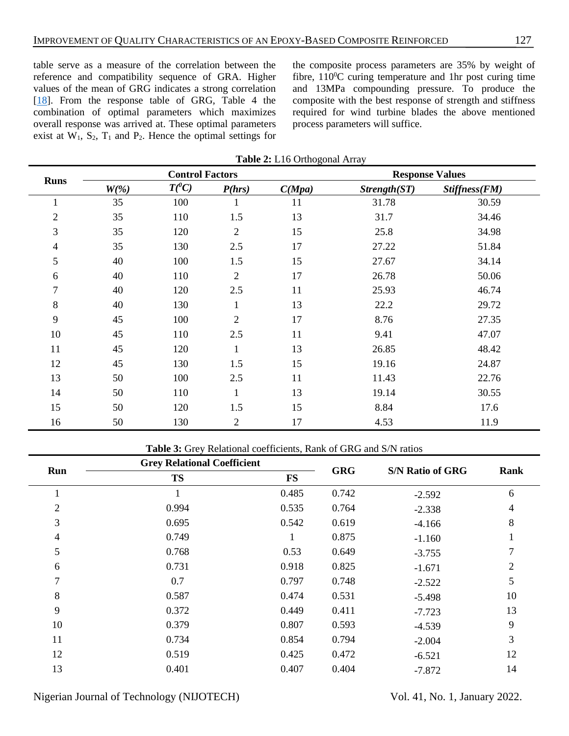table serve as a measure of the correlation between the reference and compatibility sequence of GRA. Higher values of the mean of GRG indicates a strong correlation [18]. From the response table of GRG, Table 4 the combination of optimal parameters which maximizes overall response was arrived at. These optimal parameters exist at $W_1$, $S_2$, $T_1$ and $P_2$. Hence the optimal settings for the composite process parameters are 35% by weight of fibre, 110$^0$C curing temperature and 1hr post curing time and 13MPa compounding pressure. To produce the composite with the best response of strength and stiffness required for wind turbine blades the above mentioned process parameters will suffice.

**Table 2:** L16 Orthogonal Array

| Runs | Control Factors | | | | Response Values | |
|---|---|---|---|---|---|---|
| | *W(%)* | *T($^0$C)* | *P(hrs)* | *C(Mpa)* | *Strength(ST)* | *Stiffness(FM)* |
| 1 | 35 | 100 | 1 | 11 | 31.78 | 30.59 |
| 2 | 35 | 110 | 1.5 | 13 | 31.7 | 34.46 |
| 3 | 35 | 120 | 2 | 15 | 25.8 | 34.98 |
| 4 | 35 | 130 | 2.5 | 17 | 27.22 | 51.84 |
| 5 | 40 | 100 | 1.5 | 15 | 27.67 | 34.14 |
| 6 | 40 | 110 | 2 | 17 | 26.78 | 50.06 |
| 7 | 40 | 120 | 2.5 | 11 | 25.93 | 46.74 |
| 8 | 40 | 130 | 1 | 13 | 22.2 | 29.72 |
| 9 | 45 | 100 | 2 | 17 | 8.76 | 27.35 |
| 10 | 45 | 110 | 2.5 | 11 | 9.41 | 47.07 |
| 11 | 45 | 120 | 1 | 13 | 26.85 | 48.42 |
| 12 | 45 | 130 | 1.5 | 15 | 19.16 | 24.87 |
| 13 | 50 | 100 | 2.5 | 11 | 11.43 | 22.76 |
| 14 | 50 | 110 | 1 | 13 | 19.14 | 30.55 |
| 15 | 50 | 120 | 1.5 | 15 | 8.84 | 17.6 |
| 16 | 50 | 130 | 2 | 17 | 4.53 | 11.9 |

**Table 3:** Grey Relational coefficients, Rank of GRG and S/N ratios

| Run | Grey Relational Coefficient | | GRG | S/N Ratio of GRG | Rank |
|---|---|---|---|---|---|
| | TS | FS | | | |
| 1 | 1 | 0.485 | 0.742 | -2.592 | 6 |
| 2 | 0.994 | 0.535 | 0.764 | -2.338 | 4 |
| 3 | 0.695 | 0.542 | 0.619 | -4.166 | 8 |
| 4 | 0.749 | 1 | 0.875 | -1.160 | 1 |
| 5 | 0.768 | 0.53 | 0.649 | -3.755 | 7 |
| 6 | 0.731 | 0.918 | 0.825 | -1.671 | 2 |
| 7 | 0.7 | 0.797 | 0.748 | -2.522 | 5 |
| 8 | 0.587 | 0.474 | 0.531 | -5.498 | 10 |
| 9 | 0.372 | 0.449 | 0.411 | -7.723 | 13 |
| 10 | 0.379 | 0.807 | 0.593 | -4.539 | 9 |
| 11 | 0.734 | 0.854 | 0.794 | -2.004 | 3 |
| 12 | 0.519 | 0.425 | 0.472 | -6.521 | 12 |
| 13 | 0.401 | 0.407 | 0.404 | -7.872 | 14 |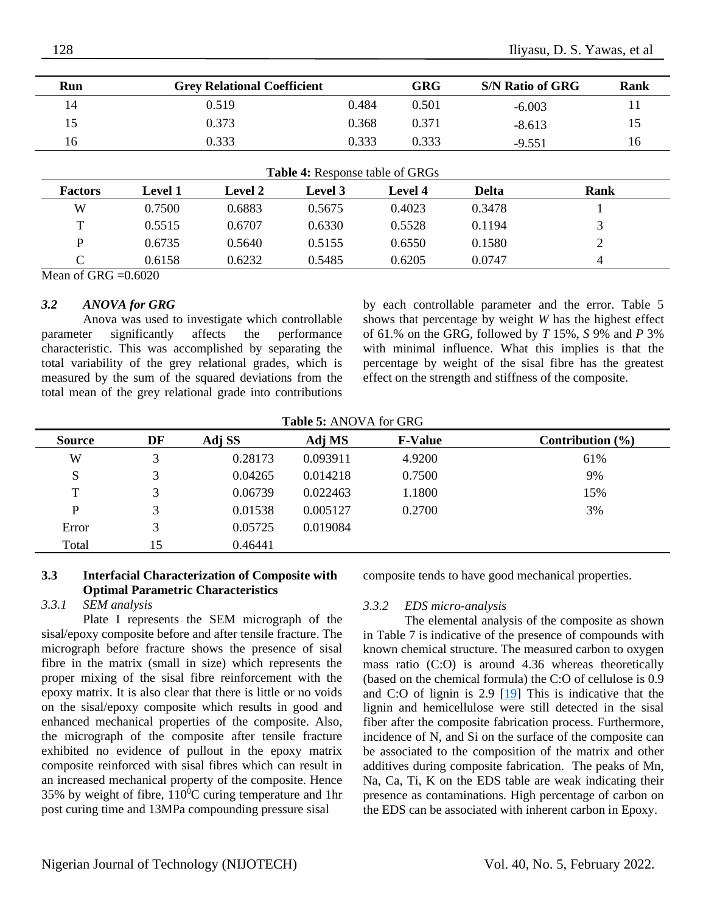| Run | Grey Relational Coefficient | | GRG | S/N Ratio of GRG | Rank |
|---|---|---|---|---|---|
| 14 | 0.519 | 0.484 | 0.501 | -6.003 | 11 |
| 15 | 0.373 | 0.368 | 0.371 | -8.613 | 15 |
| 16 | 0.333 | 0.333 | 0.333 | -9.551 | 16 |

**Table 4:** Response table of GRGs

| Factors | Level 1 | Level 2 | Level 3 | Level 4 | Delta | Rank |
|---|---|---|---|---|---|---|
| W | 0.7500 | 0.6883 | 0.5675 | 0.4023 | 0.3478 | 1 |
| T | 0.5515 | 0.6707 | 0.6330 | 0.5528 | 0.1194 | 3 |
| P | 0.6735 | 0.5640 | 0.5155 | 0.6550 | 0.1580 | 2 |
| C | 0.6158 | 0.6232 | 0.5485 | 0.6205 | 0.0747 | 4 |

Mean of GRG =0.6020

### *3.2 ANOVA for GRG*

Anova was used to investigate which controllable parameter significantly affects the performance characteristic. This was accomplished by separating the total variability of the grey relational grades, which is measured by the sum of the squared deviations from the total mean of the grey relational grade into contributions by each controllable parameter and the error. Table 5 shows that percentage by weight *W* has the highest effect of 61.% on the GRG, followed by *T* 15%, *S* 9% and *P* 3% with minimal influence. What this implies is that the percentage by weight of the sisal fibre has the greatest effect on the strength and stiffness of the composite.

**Table 5:** ANOVA for GRG

| Source | DF | Adj SS | Adj MS | F-Value | Contribution (%) |
|---|---|---|---|---|---|
| W | 3 | 0.28173 | 0.093911 | 4.9200 | 61% |
| S | 3 | 0.04265 | 0.014218 | 0.7500 | 9% |
| T | 3 | 0.06739 | 0.022463 | 1.1800 | 15% |
| P | 3 | 0.01538 | 0.005127 | 0.2700 | 3% |
| Error | 3 | 0.05725 | 0.019084 | | |
| Total | 15 | 0.46441 | | | |

### 3.3 Interfacial Characterization of Composite with Optimal Parametric Characteristics

#### *3.3.1 SEM analysis*

Plate I represents the SEM micrograph of the sisal/epoxy composite before and after tensile fracture. The micrograph before fracture shows the presence of sisal fibre in the matrix (small in size) which represents the proper mixing of the sisal fibre reinforcement with the epoxy matrix. It is also clear that there is little or no voids on the sisal/epoxy composite which results in good and enhanced mechanical properties of the composite. Also, the micrograph of the composite after tensile fracture exhibited no evidence of pullout in the epoxy matrix composite reinforced with sisal fibres which can result in an increased mechanical property of the composite. Hence 35% by weight of fibre, $110^0$C curing temperature and 1hr post curing time and 13MPa compounding pressure sisal composite tends to have good mechanical properties.

#### *3.3.2 EDS micro-analysis*

The elemental analysis of the composite as shown in Table 7 is indicative of the presence of compounds with known chemical structure. The measured carbon to oxygen mass ratio (C:O) is around 4.36 whereas theoretically (based on the chemical formula) the C:O of cellulose is 0.9 and C:O of lignin is 2.9 [19] This is indicative that the lignin and hemicellulose were still detected in the sisal fiber after the composite fabrication process. Furthermore, incidence of N, and Si on the surface of the composite can be associated to the composition of the matrix and other additives during composite fabrication. The peaks of Mn, Na, Ca, Ti, K on the EDS table are weak indicating their presence as contaminations. High percentage of carbon on the EDS can be associated with inherent carbon in Epoxy.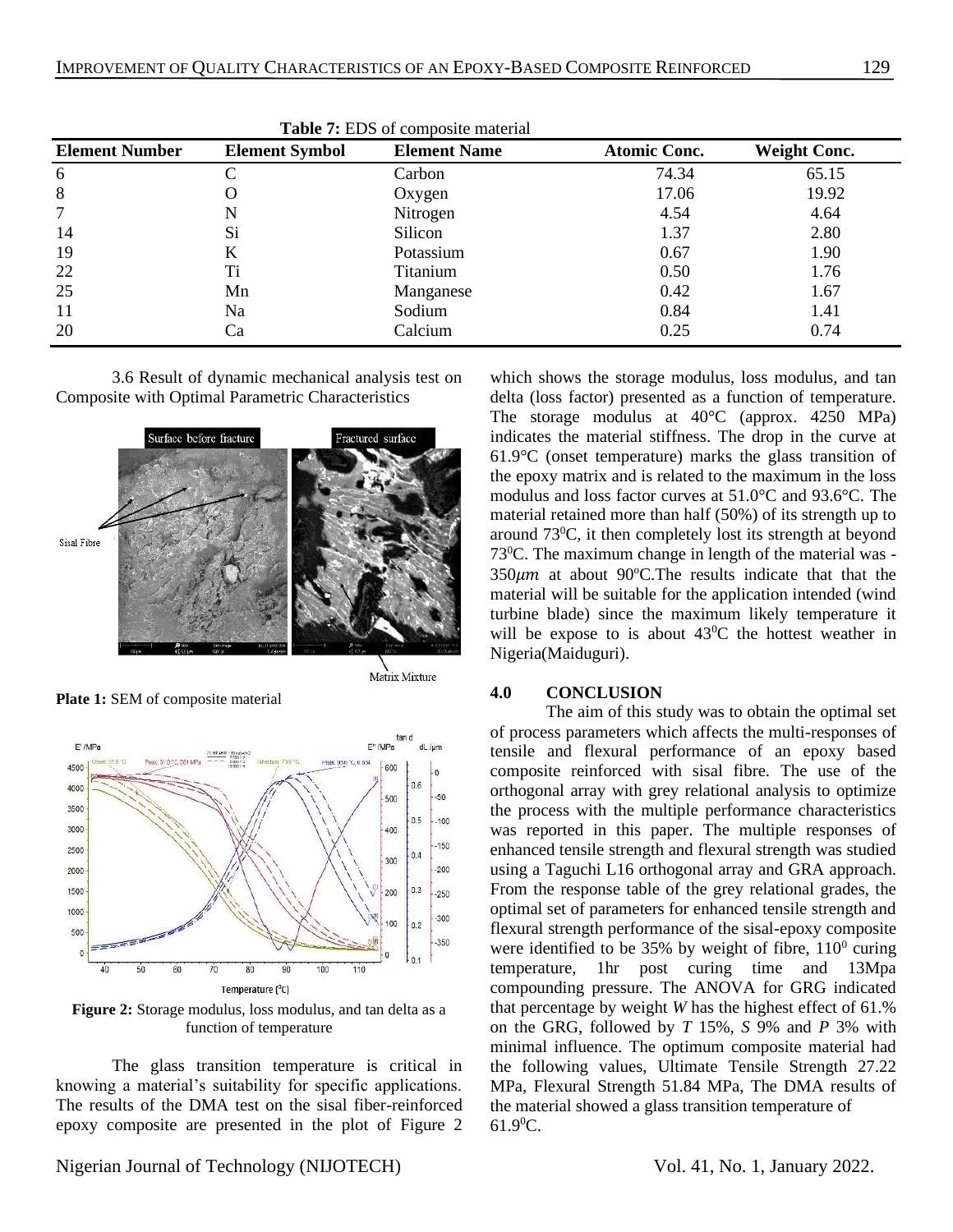**Table 7:** EDS of composite material

| Element Number | Element Symbol | Element Name | Atomic Conc. | Weight Conc. |
|---|---|---|---|---|
| 6 | C | Carbon | 74.34 | 65.15 |
| 8 | O | Oxygen | 17.06 | 19.92 |
| 7 | N | Nitrogen | 4.54 | 4.64 |
| 14 | Si | Silicon | 1.37 | 2.80 |
| 19 | K | Potassium | 0.67 | 1.90 |
| 22 | Ti | Titanium | 0.50 | 1.76 |
| 25 | Mn | Manganese | 0.42 | 1.67 |
| 11 | Na | Sodium | 0.84 | 1.41 |
| 20 | Ca | Calcium | 0.25 | 0.74 |

3.6 Result of dynamic mechanical analysis test on Composite with Optimal Parametric Characteristics

**Plate 1:** SEM of composite material

**Figure 2:** Storage modulus, loss modulus, and tan delta as a function of temperature

The glass transition temperature is critical in knowing a material's suitability for specific applications. The results of the DMA test on the sisal fiber-reinforced epoxy composite are presented in the plot of Figure 2 which shows the storage modulus, loss modulus, and tan delta (loss factor) presented as a function of temperature. The storage modulus at 40°C (approx. 4250 MPa) indicates the material stiffness. The drop in the curve at 61.9°C (onset temperature) marks the glass transition of the epoxy matrix and is related to the maximum in the loss modulus and loss factor curves at 51.0°C and 93.6°C. The material retained more than half (50%) of its strength up to around 73$^0$C, it then completely lost its strength at beyond 73$^0$C. The maximum change in length of the material was -350$\mu m$ at about 90$^o$C.The results indicate that that the material will be suitable for the application intended (wind turbine blade) since the maximum likely temperature it will be expose to is about 43$^0$C the hottest weather in Nigeria(Maiduguri).

## 4.0 CONCLUSION

The aim of this study was to obtain the optimal set of process parameters which affects the multi-responses of tensile and flexural performance of an epoxy based composite reinforced with sisal fibre. The use of the orthogonal array with grey relational analysis to optimize the process with the multiple performance characteristics was reported in this paper. The multiple responses of enhanced tensile strength and flexural strength was studied using a Taguchi L16 orthogonal array and GRA approach. From the response table of the grey relational grades, the optimal set of parameters for enhanced tensile strength and flexural strength performance of the sisal-epoxy composite were identified to be 35% by weight of fibre, 110$^0$ curing temperature, 1hr post curing time and 13Mpa compounding pressure. The ANOVA for GRG indicated that percentage by weight *W* has the highest effect of 61.% on the GRG, followed by *T* 15%, *S* 9% and *P* 3% with minimal influence. The optimum composite material had the following values, Ultimate Tensile Strength 27.22 MPa, Flexural Strength 51.84 MPa, The DMA results of the material showed a glass transition temperature of 61.9$^0$C.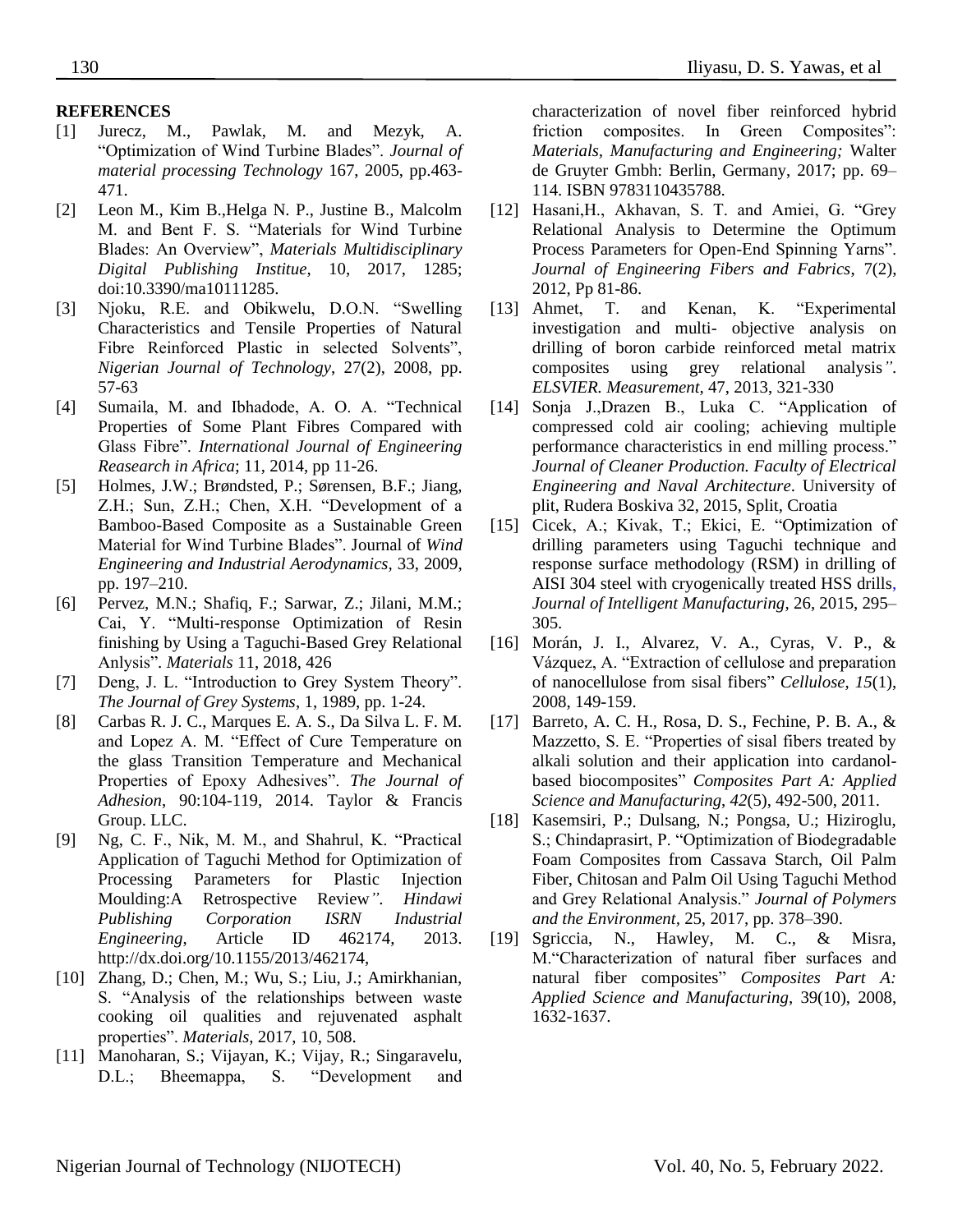**REFERENCES**

[1] Jurecz, M., Pawlak, M. and Mezyk, A. "Optimization of Wind Turbine Blades". *Journal of material processing Technology* 167, 2005, pp.463-471.

[2] Leon M., Kim B.,Helga N. P., Justine B., Malcolm M. and Bent F. S. "Materials for Wind Turbine Blades: An Overview", *Materials Multidisciplinary Digital Publishing Institue*, 10, 2017, 1285; doi:10.3390/ma10111285.

[3] Njoku, R.E. and Obikwelu, D.O.N. "Swelling Characteristics and Tensile Properties of Natural Fibre Reinforced Plastic in selected Solvents", *Nigerian Journal of Technology*, 27(2), 2008, pp. 57-63

[4] Sumaila, M. and Ibhadode, A. O. A. "Technical Properties of Some Plant Fibres Compared with Glass Fibre". *International Journal of Engineering Reasearch in Africa*; 11, 2014, pp 11-26.

[5] Holmes, J.W.; Brøndsted, P.; Sørensen, B.F.; Jiang, Z.H.; Sun, Z.H.; Chen, X.H. "Development of a Bamboo-Based Composite as a Sustainable Green Material for Wind Turbine Blades". Journal of *Wind Engineering and Industrial Aerodynamics*, 33, 2009, pp. 197–210.

[6] Pervez, M.N.; Shafiq, F.; Sarwar, Z.; Jilani, M.M.; Cai, Y. "Multi-response Optimization of Resin finishing by Using a Taguchi-Based Grey Relational Anlysis". *Materials* 11, 2018, 426

[7] Deng, J. L. "Introduction to Grey System Theory". *The Journal of Grey Systems*, 1, 1989, pp. 1-24.

[8] Carbas R. J. C., Marques E. A. S., Da Silva L. F. M. and Lopez A. M. "Effect of Cure Temperature on the glass Transition Temperature and Mechanical Properties of Epoxy Adhesives". *The Journal of Adhesion*, 90:104-119, 2014. Taylor & Francis Group. LLC.

[9] Ng, C. F., Nik, M. M., and Shahrul, K. "Practical Application of Taguchi Method for Optimization of Processing Parameters for Plastic Injection Moulding:A Retrospective Review". *Hindawi Publishing Corporation ISRN Industrial Engineering*, Article ID 462174, 2013. http://dx.doi.org/10.1155/2013/462174,

[10] Zhang, D.; Chen, M.; Wu, S.; Liu, J.; Amirkhanian, S. "Analysis of the relationships between waste cooking oil qualities and rejuvenated asphalt properties". *Materials*, 2017, 10, 508.

[11] Manoharan, S.; Vijayan, K.; Vijay, R.; Singaravelu, D.L.; Bheemappa, S. "Development and characterization of novel fiber reinforced hybrid friction composites. In Green Composites": *Materials, Manufacturing and Engineering;* Walter de Gruyter Gmbh: Berlin, Germany, 2017; pp. 69–114. ISBN 9783110435788.

[12] Hasani,H., Akhavan, S. T. and Amiei, G. "Grey Relational Analysis to Determine the Optimum Process Parameters for Open-End Spinning Yarns". *Journal of Engineering Fibers and Fabrics*, 7(2), 2012, Pp 81-86.

[13] Ahmet, T. and Kenan, K. "Experimental investigation and multi- objective analysis on drilling of boron carbide reinforced metal matrix composites using grey relational analysis". *ELSVIER. Measurement*, 47, 2013, 321-330

[14] Sonja J.,Drazen B., Luka C. "Application of compressed cold air cooling; achieving multiple performance characteristics in end milling process." *Journal of Cleaner Production. Faculty of Electrical Engineering and Naval Architecture*. University of plit, Rudera Boskiva 32, 2015, Split, Croatia

[15] Cicek, A.; Kivak, T.; Ekici, E. "Optimization of drilling parameters using Taguchi technique and response surface methodology (RSM) in drilling of AISI 304 steel with cryogenically treated HSS drills, *Journal of Intelligent Manufacturing*, 26, 2015, 295–305.

[16] Morán, J. I., Alvarez, V. A., Cyras, V. P., & Vázquez, A. "Extraction of cellulose and preparation of nanocellulose from sisal fibers" *Cellulose*, *15*(1), 2008, 149-159.

[17] Barreto, A. C. H., Rosa, D. S., Fechine, P. B. A., & Mazzetto, S. E. "Properties of sisal fibers treated by alkali solution and their application into cardanol-based biocomposites" *Composites Part A: Applied Science and Manufacturing*, *42*(5), 492-500, 2011.

[18] Kasemsiri, P.; Dulsang, N.; Pongsa, U.; Hiziroglu, S.; Chindaprasirt, P. "Optimization of Biodegradable Foam Composites from Cassava Starch, Oil Palm Fiber, Chitosan and Palm Oil Using Taguchi Method and Grey Relational Analysis." *Journal of Polymers and the Environment*, 25, 2017, pp. 378–390.

[19] Sgriccia, N., Hawley, M. C., & Misra, M."Characterization of natural fiber surfaces and natural fiber composites" *Composites Part A: Applied Science and Manufacturing*, 39(10), 2008, 1632-1637.